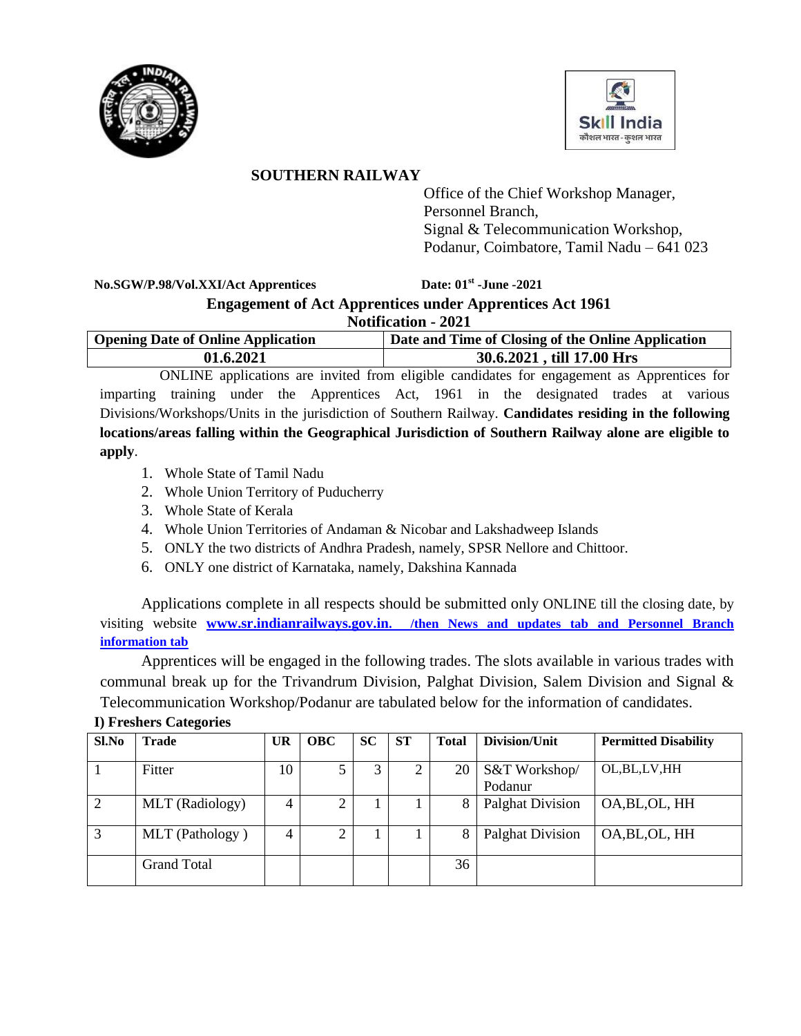## SOUTHERN RAILWAY

Office of the Chief Workshop Manager,
Personnel Branch,
Signal & Telecommunication Workshop,
Podanur, Coimbatore, Tamil Nadu – 641 023

**No.SGW/P.98/Vol.XXI/Act Apprentices** **Date: 01st -June -2021**

### Engagement of Act Apprentices under Apprentices Act 1961
### Notification - 2021

| Opening Date of Online Application | Date and Time of Closing of the Online Application |
|---|---|
| **01.6.2021** | **30.6.2021 , till 17.00 Hrs** |

ONLINE applications are invited from eligible candidates for engagement as Apprentices for imparting training under the Apprentices Act, 1961 in the designated trades at various Divisions/Workshops/Units in the jurisdiction of Southern Railway. **Candidates residing in the following locations/areas falling within the Geographical Jurisdiction of Southern Railway alone are eligible to apply**.

1. Whole State of Tamil Nadu
2. Whole Union Territory of Puducherry
3. Whole State of Kerala
4. Whole Union Territories of Andaman & Nicobar and Lakshadweep Islands
5. ONLY the two districts of Andhra Pradesh, namely, SPSR Nellore and Chittoor.
6. ONLY one district of Karnataka, namely, Dakshina Kannada

Applications complete in all respects should be submitted only ONLINE till the closing date, by visiting website **www.sr.indianrailways.gov.in. /then News and updates tab and Personnel Branch information tab**

Apprentices will be engaged in the following trades. The slots available in various trades with communal break up for the Trivandrum Division, Palghat Division, Salem Division and Signal & Telecommunication Workshop/Podanur are tabulated below for the information of candidates.

**I) Freshers Categories**

| Sl.No | Trade | UR | OBC | SC | ST | Total | Division/Unit | Permitted Disability |
|---|---|---|---|---|---|---|---|---|
| 1 | Fitter | 10 | 5 | 3 | 2 | 20 | S&T Workshop/ Podanur | OL,BL,LV,HH |
| 2 | MLT (Radiology) | 4 | 2 | 1 | 1 | 8 | Palghat Division | OA,BL,OL, HH |
| 3 | MLT (Pathology ) | 4 | 2 | 1 | 1 | 8 | Palghat Division | OA,BL,OL, HH |
| | Grand Total | | | | | 36 | | |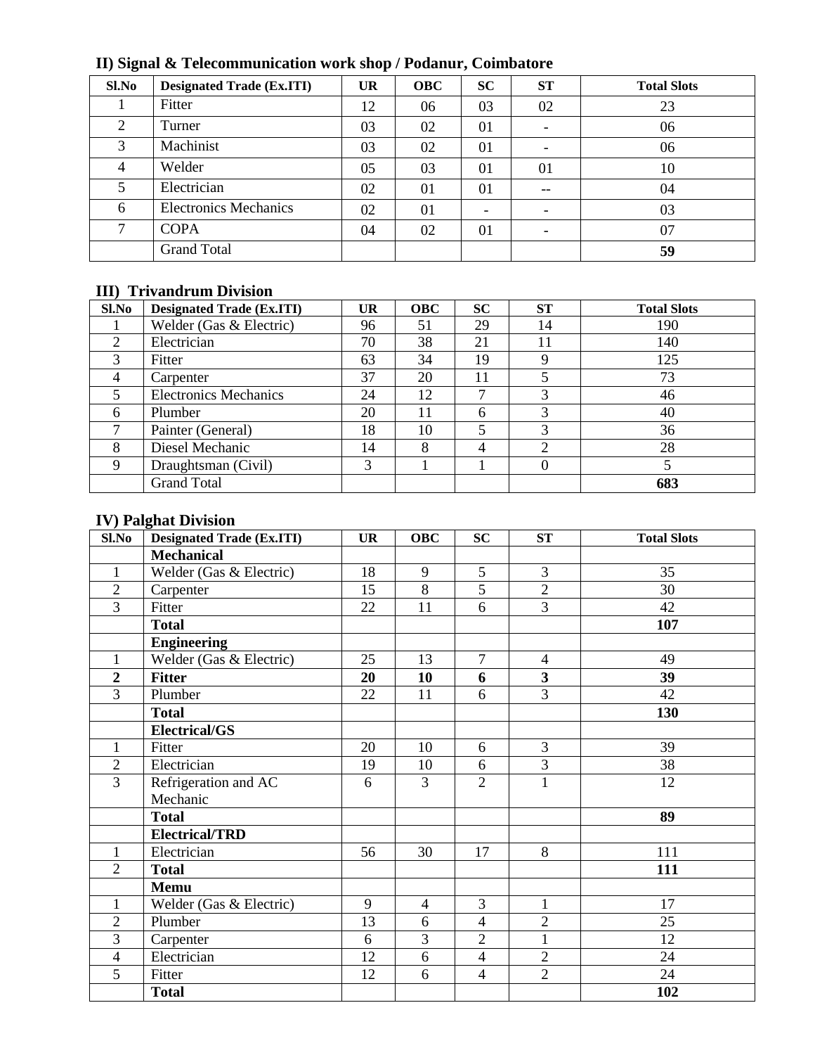### II) Signal & Telecommunication work shop / Podanur, Coimbatore

| Sl.No | Designated Trade (Ex.ITI) | UR | OBC | SC | ST | Total Slots |
|---|---|---|---|---|---|---|
| 1 | Fitter | 12 | 06 | 03 | 02 | 23 |
| 2 | Turner | 03 | 02 | 01 | - | 06 |
| 3 | Machinist | 03 | 02 | 01 | - | 06 |
| 4 | Welder | 05 | 03 | 01 | 01 | 10 |
| 5 | Electrician | 02 | 01 | 01 | -- | 04 |
| 6 | Electronics Mechanics | 02 | 01 | - | - | 03 |
| 7 | COPA | 04 | 02 | 01 | - | 07 |
|  | Grand Total |  |  |  |  | **59** |

### III) Trivandrum Division

| Sl.No | Designated Trade (Ex.ITI) | UR | OBC | SC | ST | Total Slots |
|---|---|---|---|---|---|---|
| 1 | Welder (Gas & Electric) | 96 | 51 | 29 | 14 | 190 |
| 2 | Electrician | 70 | 38 | 21 | 11 | 140 |
| 3 | Fitter | 63 | 34 | 19 | 9 | 125 |
| 4 | Carpenter | 37 | 20 | 11 | 5 | 73 |
| 5 | Electronics Mechanics | 24 | 12 | 7 | 3 | 46 |
| 6 | Plumber | 20 | 11 | 6 | 3 | 40 |
| 7 | Painter (General) | 18 | 10 | 5 | 3 | 36 |
| 8 | Diesel Mechanic | 14 | 8 | 4 | 2 | 28 |
| 9 | Draughtsman (Civil) | 3 | 1 | 1 | 0 | 5 |
|  | Grand Total |  |  |  |  | **683** |

### IV) Palghat Division

| Sl.No | Designated Trade (Ex.ITI) | UR | OBC | SC | ST | Total Slots |
|---|---|---|---|---|---|---|
|  | **Mechanical** |  |  |  |  |  |
| 1 | Welder (Gas & Electric) | 18 | 9 | 5 | 3 | 35 |
| 2 | Carpenter | 15 | 8 | 5 | 2 | 30 |
| 3 | Fitter | 22 | 11 | 6 | 3 | 42 |
|  | **Total** |  |  |  |  | **107** |
|  | **Engineering** |  |  |  |  |  |
| 1 | Welder (Gas & Electric) | 25 | 13 | 7 | 4 | 49 |
| **2** | **Fitter** | **20** | **10** | **6** | **3** | **39** |
| 3 | Plumber | 22 | 11 | 6 | 3 | 42 |
|  | **Total** |  |  |  |  | **130** |
|  | **Electrical/GS** |  |  |  |  |  |
| 1 | Fitter | 20 | 10 | 6 | 3 | 39 |
| 2 | Electrician | 19 | 10 | 6 | 3 | 38 |
| 3 | Refrigeration and AC Mechanic | 6 | 3 | 2 | 1 | 12 |
|  | **Total** |  |  |  |  | **89** |
|  | **Electrical/TRD** |  |  |  |  |  |
| 1 | Electrician | 56 | 30 | 17 | 8 | 111 |
| 2 | **Total** |  |  |  |  | **111** |
|  | **Memu** |  |  |  |  |  |
| 1 | Welder (Gas & Electric) | 9 | 4 | 3 | 1 | 17 |
| 2 | Plumber | 13 | 6 | 4 | 2 | 25 |
| 3 | Carpenter | 6 | 3 | 2 | 1 | 12 |
| 4 | Electrician | 12 | 6 | 4 | 2 | 24 |
| 5 | Fitter | 12 | 6 | 4 | 2 | 24 |
|  | **Total** |  |  |  |  | **102** |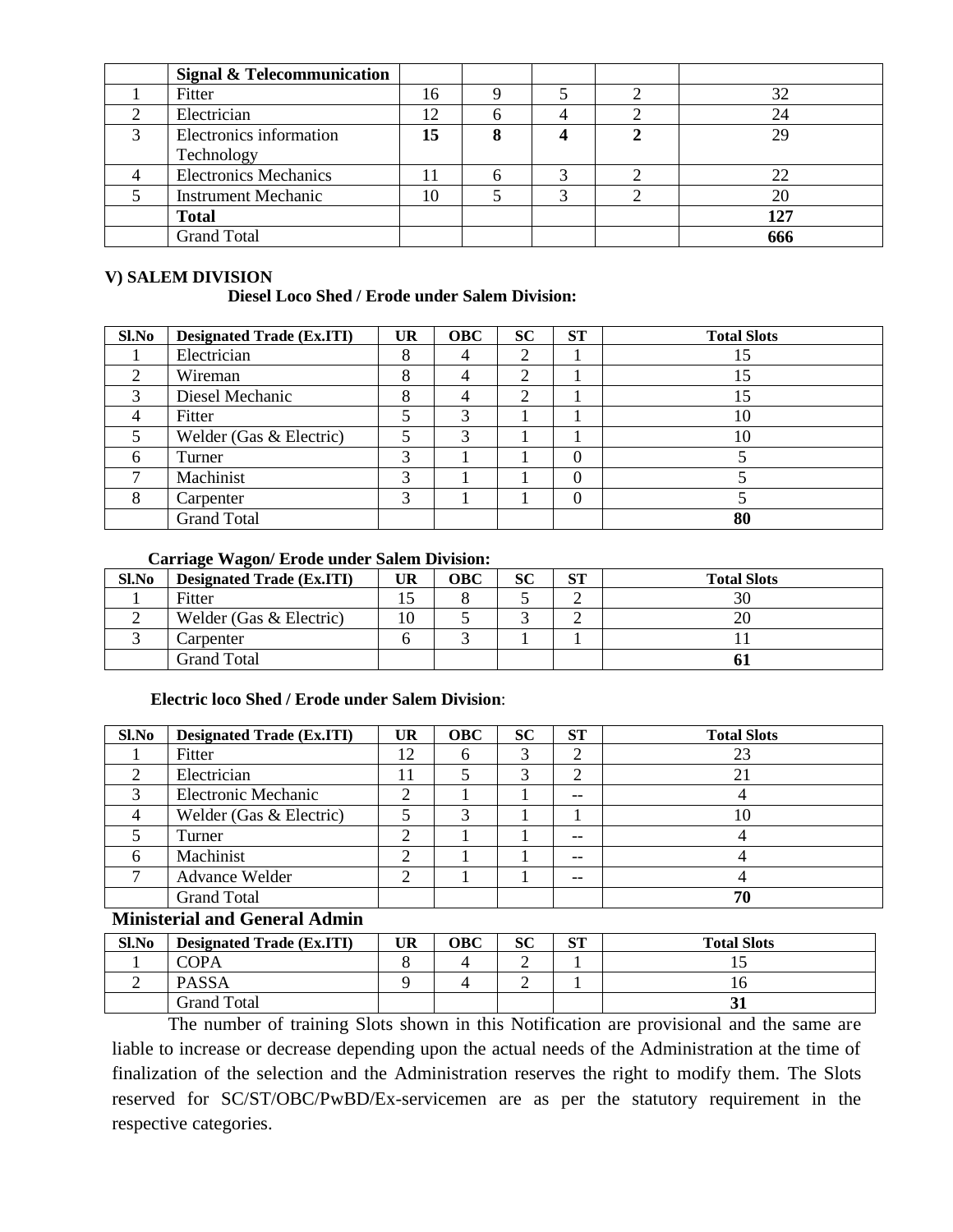| | **Signal & Telecommunication** | | | | | |
|---|---|---|---|---|---|---|
| 1 | Fitter | 16 | 9 | 5 | 2 | 32 |
| 2 | Electrician | 12 | 6 | 4 | 2 | 24 |
| 3 | Electronics information Technology | **15** | **8** | **4** | **2** | 29 |
| 4 | Electronics Mechanics | 11 | 6 | 3 | 2 | 22 |
| 5 | Instrument Mechanic | 10 | 5 | 3 | 2 | 20 |
| | **Total** | | | | | **127** |
| | Grand Total | | | | | **666** |

## V) SALEM DIVISION

### Diesel Loco Shed / Erode under Salem Division:

| Sl.No | Designated Trade (Ex.ITI) | UR | OBC | SC | ST | Total Slots |
|---|---|---|---|---|---|---|
| 1 | Electrician | 8 | 4 | 2 | 1 | 15 |
| 2 | Wireman | 8 | 4 | 2 | 1 | 15 |
| 3 | Diesel Mechanic | 8 | 4 | 2 | 1 | 15 |
| 4 | Fitter | 5 | 3 | 1 | 1 | 10 |
| 5 | Welder (Gas & Electric) | 5 | 3 | 1 | 1 | 10 |
| 6 | Turner | 3 | 1 | 1 | 0 | 5 |
| 7 | Machinist | 3 | 1 | 1 | 0 | 5 |
| 8 | Carpenter | 3 | 1 | 1 | 0 | 5 |
| | Grand Total | | | | | **80** |

### Carriage Wagon/ Erode under Salem Division:

| Sl.No | Designated Trade (Ex.ITI) | UR | OBC | SC | ST | Total Slots |
|---|---|---|---|---|---|---|
| 1 | Fitter | 15 | 8 | 5 | 2 | 30 |
| 2 | Welder (Gas & Electric) | 10 | 5 | 3 | 2 | 20 |
| 3 | Carpenter | 6 | 3 | 1 | 1 | 11 |
| | Grand Total | | | | | **61** |

### Electric loco Shed / Erode under Salem Division:

| Sl.No | Designated Trade (Ex.ITI) | UR | OBC | SC | ST | Total Slots |
|---|---|---|---|---|---|---|
| 1 | Fitter | 12 | 6 | 3 | 2 | 23 |
| 2 | Electrician | 11 | 5 | 3 | 2 | 21 |
| 3 | Electronic Mechanic | 2 | 1 | 1 | -- | 4 |
| 4 | Welder (Gas & Electric) | 5 | 3 | 1 | 1 | 10 |
| 5 | Turner | 2 | 1 | 1 | -- | 4 |
| 6 | Machinist | 2 | 1 | 1 | -- | 4 |
| 7 | Advance Welder | 2 | 1 | 1 | -- | 4 |
| | Grand Total | | | | | **70** |

### Ministerial and General Admin

| Sl.No | Designated Trade (Ex.ITI) | UR | OBC | SC | ST | Total Slots |
|---|---|---|---|---|---|---|
| 1 | COPA | 8 | 4 | 2 | 1 | 15 |
| 2 | PASSA | 9 | 4 | 2 | 1 | 16 |
| | Grand Total | | | | | **31** |

The number of training Slots shown in this Notification are provisional and the same are liable to increase or decrease depending upon the actual needs of the Administration at the time of finalization of the selection and the Administration reserves the right to modify them. The Slots reserved for SC/ST/OBC/PwBD/Ex-servicemen are as per the statutory requirement in the respective categories.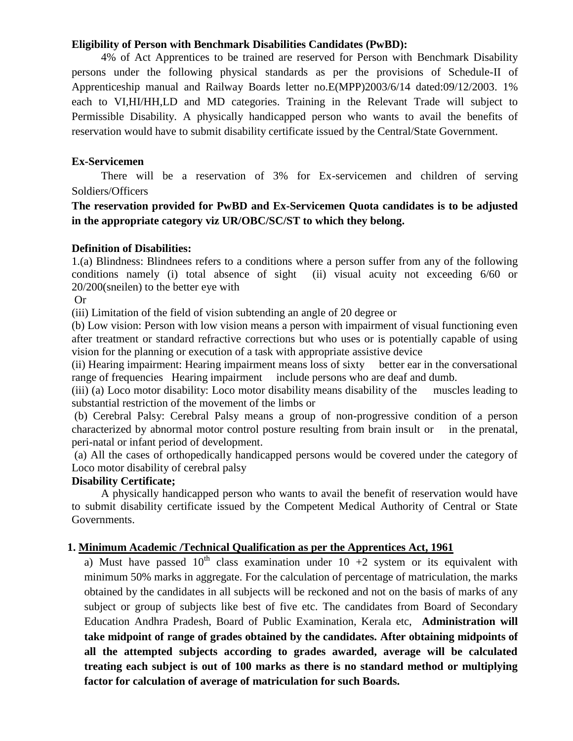**Eligibility of Person with Benchmark Disabilities Candidates (PwBD):**

4% of Act Apprentices to be trained are reserved for Person with Benchmark Disability persons under the following physical standards as per the provisions of Schedule-II of Apprenticeship manual and Railway Boards letter no.E(MPP)2003/6/14 dated:09/12/2003. 1% each to VI,HI/HH,LD and MD categories. Training in the Relevant Trade will subject to Permissible Disability. A physically handicapped person who wants to avail the benefits of reservation would have to submit disability certificate issued by the Central/State Government.

**Ex-Servicemen**

There will be a reservation of 3% for Ex-servicemen and children of serving Soldiers/Officers

**The reservation provided for PwBD and Ex-Servicemen Quota candidates is to be adjusted in the appropriate category viz UR/OBC/SC/ST to which they belong.**

**Definition of Disabilities:**

1.(a) Blindness: Blindnees refers to a conditions where a person suffer from any of the following conditions namely (i) total absence of sight (ii) visual acuity not exceeding 6/60 or 20/200(sneilen) to the better eye with

Or

(iii) Limitation of the field of vision subtending an angle of 20 degree or

(b) Low vision: Person with low vision means a person with impairment of visual functioning even after treatment or standard refractive corrections but who uses or is potentially capable of using vision for the planning or execution of a task with appropriate assistive device

(ii) Hearing impairment: Hearing impairment means loss of sixty better ear in the conversational range of frequencies Hearing impairment include persons who are deaf and dumb.

(iii) (a) Loco motor disability: Loco motor disability means disability of the muscles leading to substantial restriction of the movement of the limbs or

(b) Cerebral Palsy: Cerebral Palsy means a group of non-progressive condition of a person characterized by abnormal motor control posture resulting from brain insult or in the prenatal, peri-natal or infant period of development.

(a) All the cases of orthopedically handicapped persons would be covered under the category of Loco motor disability of cerebral palsy

**Disability Certificate;**

A physically handicapped person who wants to avail the benefit of reservation would have to submit disability certificate issued by the Competent Medical Authority of Central or State Governments.

1. **Minimum Academic /Technical Qualification as per the Apprentices Act, 1961**

   a) Must have passed 10th class examination under 10 +2 system or its equivalent with minimum 50% marks in aggregate. For the calculation of percentage of matriculation, the marks obtained by the candidates in all subjects will be reckoned and not on the basis of marks of any subject or group of subjects like best of five etc. The candidates from Board of Secondary Education Andhra Pradesh, Board of Public Examination, Kerala etc, **Administration will take midpoint of range of grades obtained by the candidates. After obtaining midpoints of all the attempted subjects according to grades awarded, average will be calculated treating each subject is out of 100 marks as there is no standard method or multiplying factor for calculation of average of matriculation for such Boards.**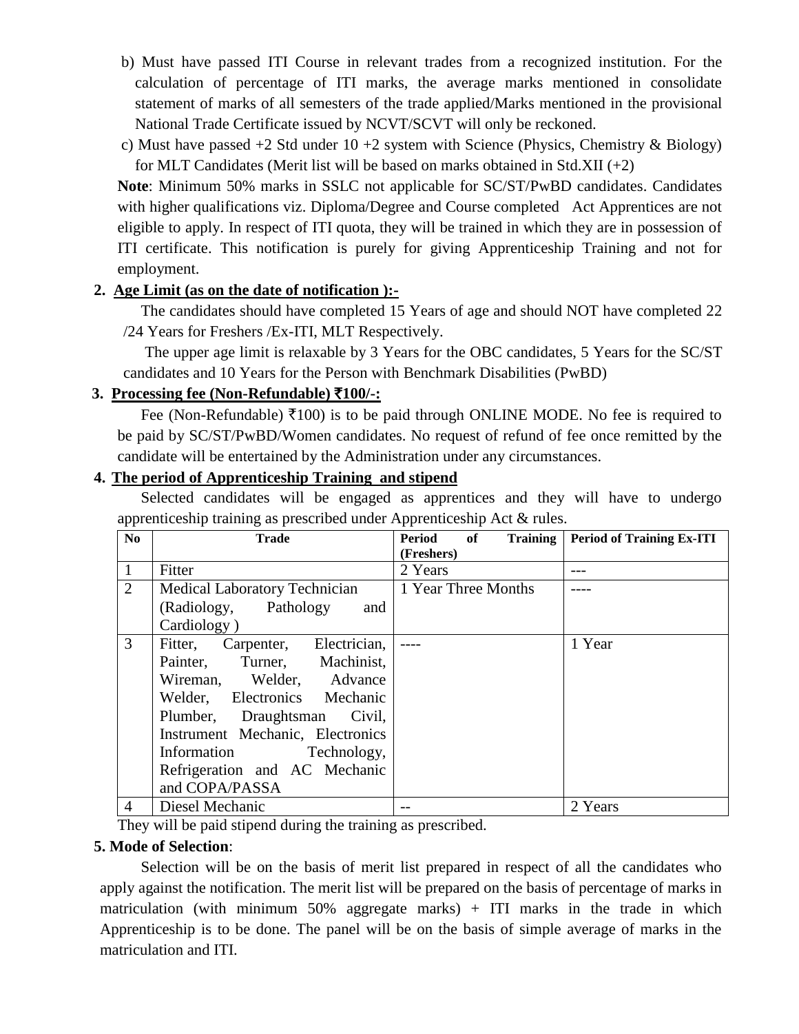b) Must have passed ITI Course in relevant trades from a recognized institution. For the calculation of percentage of ITI marks, the average marks mentioned in consolidate statement of marks of all semesters of the trade applied/Marks mentioned in the provisional National Trade Certificate issued by NCVT/SCVT will only be reckoned.

c) Must have passed +2 Std under 10 +2 system with Science (Physics, Chemistry & Biology) for MLT Candidates (Merit list will be based on marks obtained in Std.XII (+2)

**Note**: Minimum 50% marks in SSLC not applicable for SC/ST/PwBD candidates. Candidates with higher qualifications viz. Diploma/Degree and Course completed Act Apprentices are not eligible to apply. In respect of ITI quota, they will be trained in which they are in possession of ITI certificate. This notification is purely for giving Apprenticeship Training and not for employment.

## 2. Age Limit (as on the date of notification ):-

The candidates should have completed 15 Years of age and should NOT have completed 22 /24 Years for Freshers /Ex-ITI, MLT Respectively.

The upper age limit is relaxable by 3 Years for the OBC candidates, 5 Years for the SC/ST candidates and 10 Years for the Person with Benchmark Disabilities (PwBD)

## 3. Processing fee (Non-Refundable) ₹100/-:

Fee (Non-Refundable) ₹100) is to be paid through ONLINE MODE. No fee is required to be paid by SC/ST/PwBD/Women candidates. No request of refund of fee once remitted by the candidate will be entertained by the Administration under any circumstances.

## 4. The period of Apprenticeship Training and stipend

Selected candidates will be engaged as apprentices and they will have to undergo apprenticeship training as prescribed under Apprenticeship Act & rules.

| No | Trade | Period of Training (Freshers) | Period of Training Ex-ITI |
|---|---|---|---|
| 1 | Fitter | 2 Years | --- |
| 2 | Medical Laboratory Technician (Radiology, Pathology and Cardiology ) | 1 Year Three Months | ---- |
| 3 | Fitter, Carpenter, Electrician, Painter, Turner, Machinist, Wireman, Welder, Advance Welder, Electronics Mechanic Plumber, Draughtsman Civil, Instrument Mechanic, Electronics Information Technology, Refrigeration and AC Mechanic and COPA/PASSA | ---- | 1 Year |
| 4 | Diesel Mechanic | -- | 2 Years |

They will be paid stipend during the training as prescribed.

## 5. Mode of Selection:

Selection will be on the basis of merit list prepared in respect of all the candidates who apply against the notification. The merit list will be prepared on the basis of percentage of marks in matriculation (with minimum 50% aggregate marks) + ITI marks in the trade in which Apprenticeship is to be done. The panel will be on the basis of simple average of marks in the matriculation and ITI.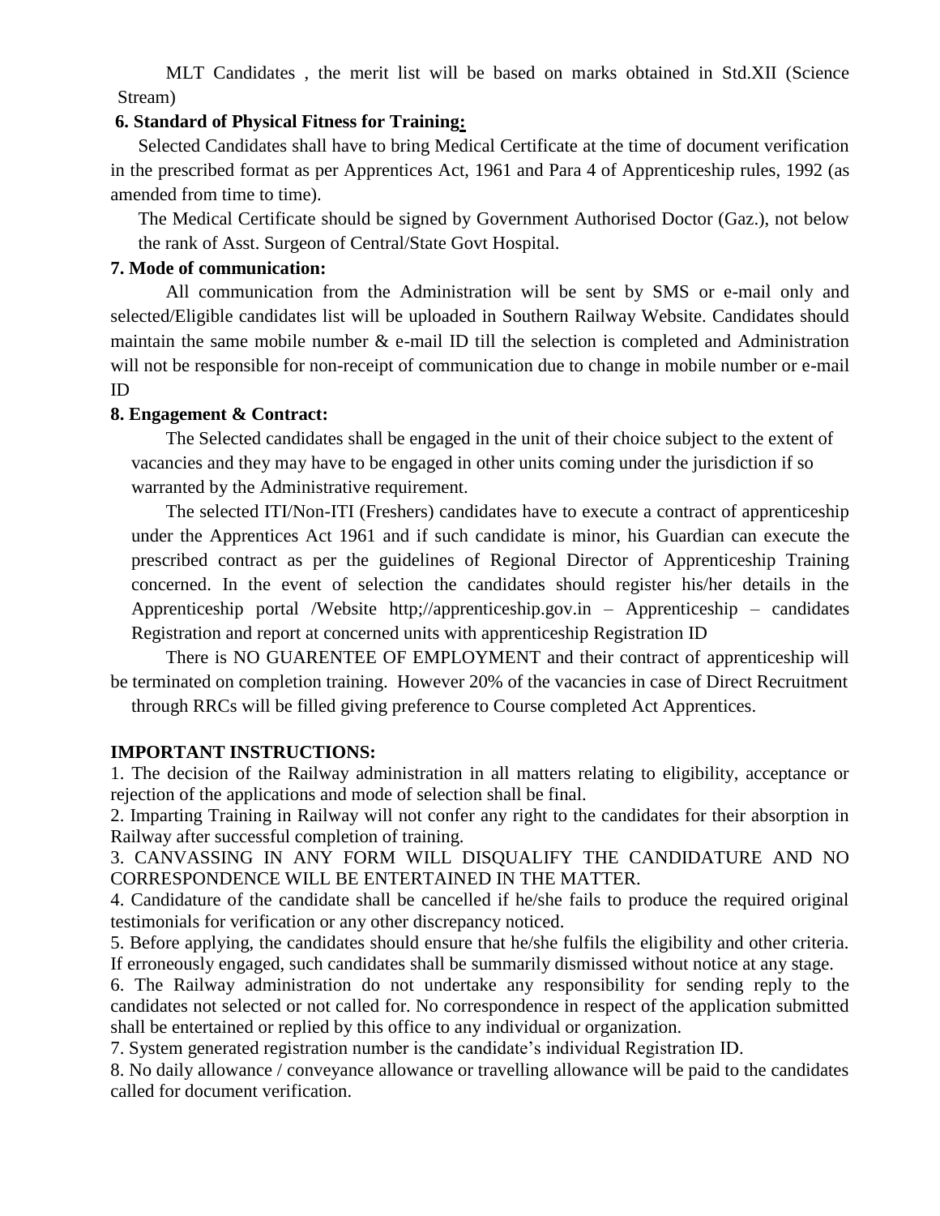MLT Candidates , the merit list will be based on marks obtained in Std.XII (Science Stream)

**6. Standard of Physical Fitness for Training:**

Selected Candidates shall have to bring Medical Certificate at the time of document verification in the prescribed format as per Apprentices Act, 1961 and Para 4 of Apprenticeship rules, 1992 (as amended from time to time).

The Medical Certificate should be signed by Government Authorised Doctor (Gaz.), not below the rank of Asst. Surgeon of Central/State Govt Hospital.

**7. Mode of communication:**

All communication from the Administration will be sent by SMS or e-mail only and selected/Eligible candidates list will be uploaded in Southern Railway Website. Candidates should maintain the same mobile number & e-mail ID till the selection is completed and Administration will not be responsible for non-receipt of communication due to change in mobile number or e-mail ID

**8. Engagement & Contract:**

The Selected candidates shall be engaged in the unit of their choice subject to the extent of vacancies and they may have to be engaged in other units coming under the jurisdiction if so warranted by the Administrative requirement.

The selected ITI/Non-ITI (Freshers) candidates have to execute a contract of apprenticeship under the Apprentices Act 1961 and if such candidate is minor, his Guardian can execute the prescribed contract as per the guidelines of Regional Director of Apprenticeship Training concerned. In the event of selection the candidates should register his/her details in the Apprenticeship portal /Website http;//apprenticeship.gov.in – Apprenticeship – candidates Registration and report at concerned units with apprenticeship Registration ID

There is NO GUARENTEE OF EMPLOYMENT and their contract of apprenticeship will be terminated on completion training. However 20% of the vacancies in case of Direct Recruitment through RRCs will be filled giving preference to Course completed Act Apprentices.

**IMPORTANT INSTRUCTIONS:**

1. The decision of the Railway administration in all matters relating to eligibility, acceptance or rejection of the applications and mode of selection shall be final.
2. Imparting Training in Railway will not confer any right to the candidates for their absorption in Railway after successful completion of training.
3. CANVASSING IN ANY FORM WILL DISQUALIFY THE CANDIDATURE AND NO CORRESPONDENCE WILL BE ENTERTAINED IN THE MATTER.
4. Candidature of the candidate shall be cancelled if he/she fails to produce the required original testimonials for verification or any other discrepancy noticed.
5. Before applying, the candidates should ensure that he/she fulfils the eligibility and other criteria. If erroneously engaged, such candidates shall be summarily dismissed without notice at any stage.
6. The Railway administration do not undertake any responsibility for sending reply to the candidates not selected or not called for. No correspondence in respect of the application submitted shall be entertained or replied by this office to any individual or organization.
7. System generated registration number is the candidate’s individual Registration ID.
8. No daily allowance / conveyance allowance or travelling allowance will be paid to the candidates called for document verification.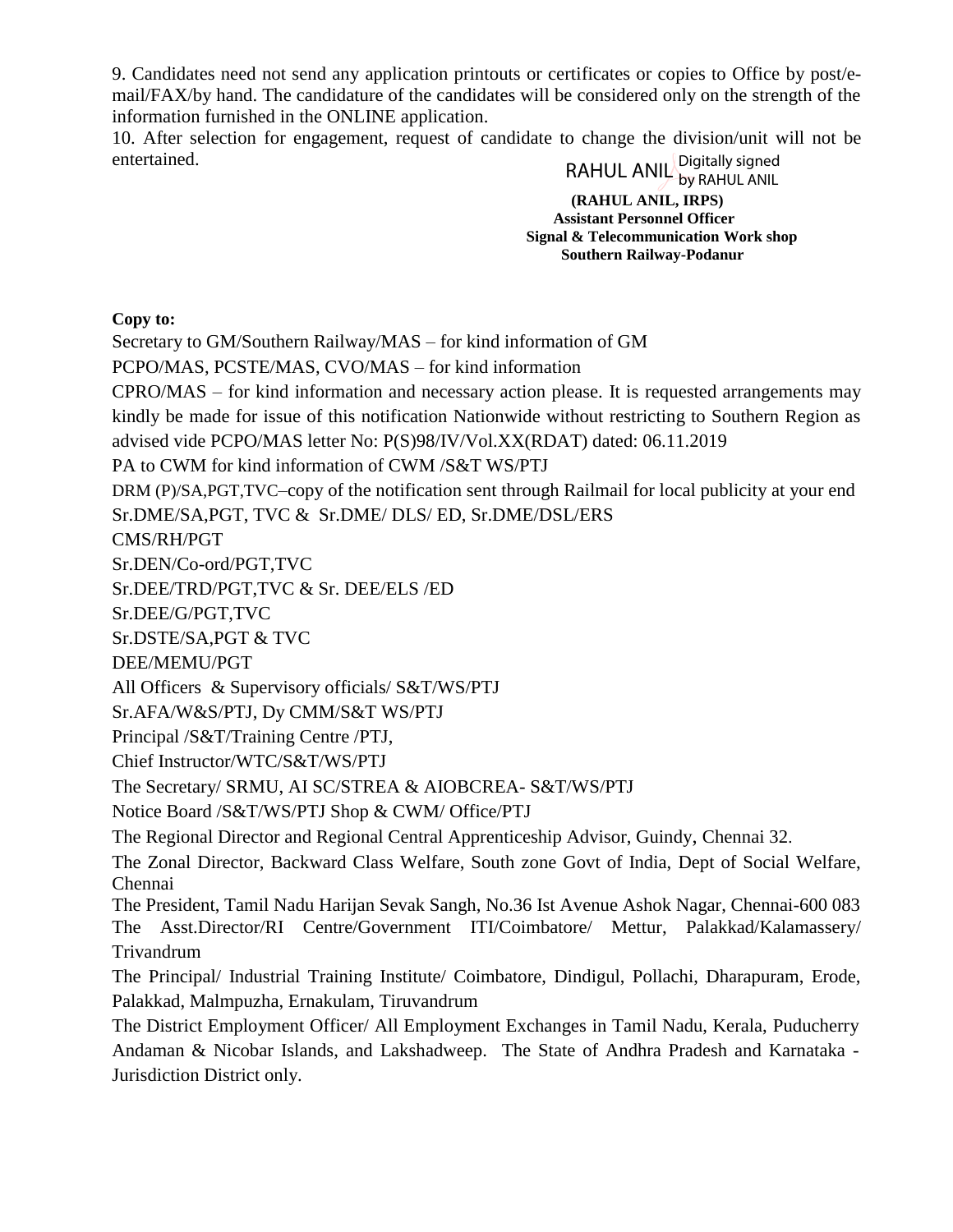9. Candidates need not send any application printouts or certificates or copies to Office by post/e-mail/FAX/by hand. The candidature of the candidates will be considered only on the strength of the information furnished in the ONLINE application.

10. After selection for engagement, request of candidate to change the division/unit will not be entertained.

RAHUL ANIL Digitally signed by RAHUL ANIL

**(RAHUL ANIL, IRPS)**
**Assistant Personnel Officer**
**Signal & Telecommunication Work shop**
**Southern Railway-Podanur**

**Copy to:**

Secretary to GM/Southern Railway/MAS – for kind information of GM

PCPO/MAS, PCSTE/MAS, CVO/MAS – for kind information

CPRO/MAS – for kind information and necessary action please. It is requested arrangements may kindly be made for issue of this notification Nationwide without restricting to Southern Region as advised vide PCPO/MAS letter No: P(S)98/IV/Vol.XX(RDAT) dated: 06.11.2019

PA to CWM for kind information of CWM /S&T WS/PTJ

DRM (P)/SA,PGT,TVC–copy of the notification sent through Railmail for local publicity at your end

Sr.DME/SA,PGT, TVC & Sr.DME/ DLS/ ED, Sr.DME/DSL/ERS

CMS/RH/PGT

Sr.DEN/Co-ord/PGT,TVC

Sr.DEE/TRD/PGT,TVC & Sr. DEE/ELS /ED

Sr.DEE/G/PGT,TVC

Sr.DSTE/SA,PGT & TVC

DEE/MEMU/PGT

All Officers & Supervisory officials/ S&T/WS/PTJ

Sr.AFA/W&S/PTJ, Dy CMM/S&T WS/PTJ

Principal /S&T/Training Centre /PTJ,

Chief Instructor/WTC/S&T/WS/PTJ

The Secretary/ SRMU, AI SC/STREA & AIOBCREA- S&T/WS/PTJ

Notice Board /S&T/WS/PTJ Shop & CWM/ Office/PTJ

The Regional Director and Regional Central Apprenticeship Advisor, Guindy, Chennai 32.

The Zonal Director, Backward Class Welfare, South zone Govt of India, Dept of Social Welfare, Chennai

The President, Tamil Nadu Harijan Sevak Sangh, No.36 Ist Avenue Ashok Nagar, Chennai-600 083

The Asst.Director/RI Centre/Government ITI/Coimbatore/ Mettur, Palakkad/Kalamassery/ Trivandrum

The Principal/ Industrial Training Institute/ Coimbatore, Dindigul, Pollachi, Dharapuram, Erode, Palakkad, Malmpuzha, Ernakulam, Tiruvandrum

The District Employment Officer/ All Employment Exchanges in Tamil Nadu, Kerala, Puducherry Andaman & Nicobar Islands, and Lakshadweep. The State of Andhra Pradesh and Karnataka - Jurisdiction District only.